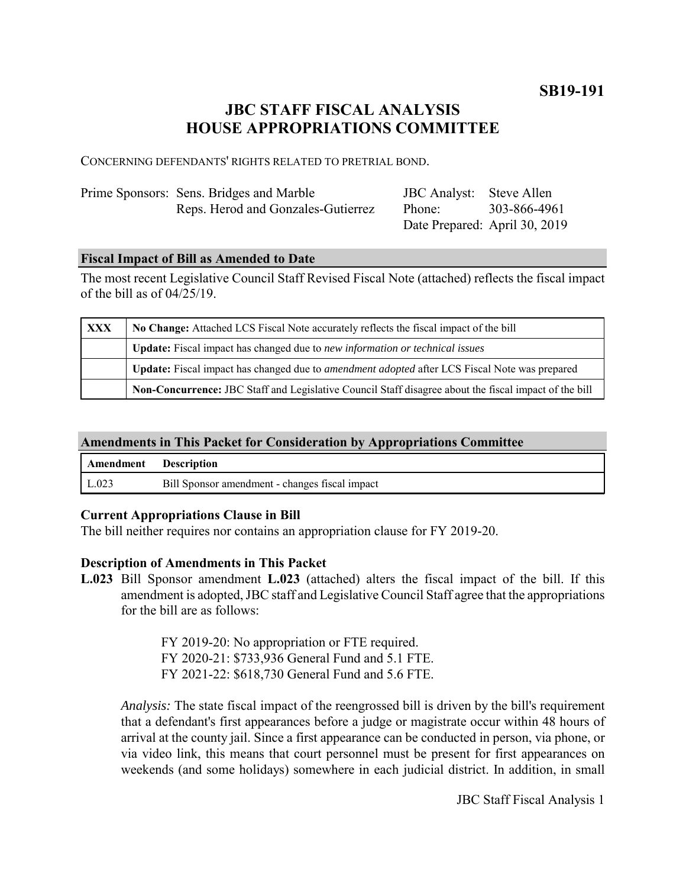**SB19-191**

# JBC STAFF FISCAL ANALYSIS
# HOUSE APPROPRIATIONS COMMITTEE

CONCERNING DEFENDANTS' RIGHTS RELATED TO PRETRIAL BOND.

| | | | |
|---|---|---|---|
| Prime Sponsors: | Sens. Bridges and Marble | JBC Analyst: | Steve Allen |
| | Reps. Herod and Gonzales-Gutierrez | Phone: | 303-866-4961 |
| | | Date Prepared: | April 30, 2019 |

## Fiscal Impact of Bill as Amended to Date

The most recent Legislative Council Staff Revised Fiscal Note (attached) reflects the fiscal impact of the bill as of 04/25/19.

| | |
|---|---|
| **XXX** | **No Change:** Attached LCS Fiscal Note accurately reflects the fiscal impact of the bill |
| | **Update:** Fiscal impact has changed due to *new information or technical issues* |
| | **Update:** Fiscal impact has changed due to *amendment adopted* after LCS Fiscal Note was prepared |
| | **Non-Concurrence:** JBC Staff and Legislative Council Staff disagree about the fiscal impact of the bill |

## Amendments in This Packet for Consideration by Appropriations Committee

| Amendment | Description |
|---|---|
| L.023 | Bill Sponsor amendment - changes fiscal impact |

### Current Appropriations Clause in Bill

The bill neither requires nor contains an appropriation clause for FY 2019-20.

### Description of Amendments in This Packet

**L.023** Bill Sponsor amendment **L.023** (attached) alters the fiscal impact of the bill. If this amendment is adopted, JBC staff and Legislative Council Staff agree that the appropriations for the bill are as follows:

FY 2019-20: No appropriation or FTE required.
FY 2020-21: $733,936 General Fund and 5.1 FTE.
FY 2021-22: $618,730 General Fund and 5.6 FTE.

*Analysis:* The state fiscal impact of the reengrossed bill is driven by the bill's requirement that a defendant's first appearances before a judge or magistrate occur within 48 hours of arrival at the county jail. Since a first appearance can be conducted in person, via phone, or via video link, this means that court personnel must be present for first appearances on weekends (and some holidays) somewhere in each judicial district. In addition, in small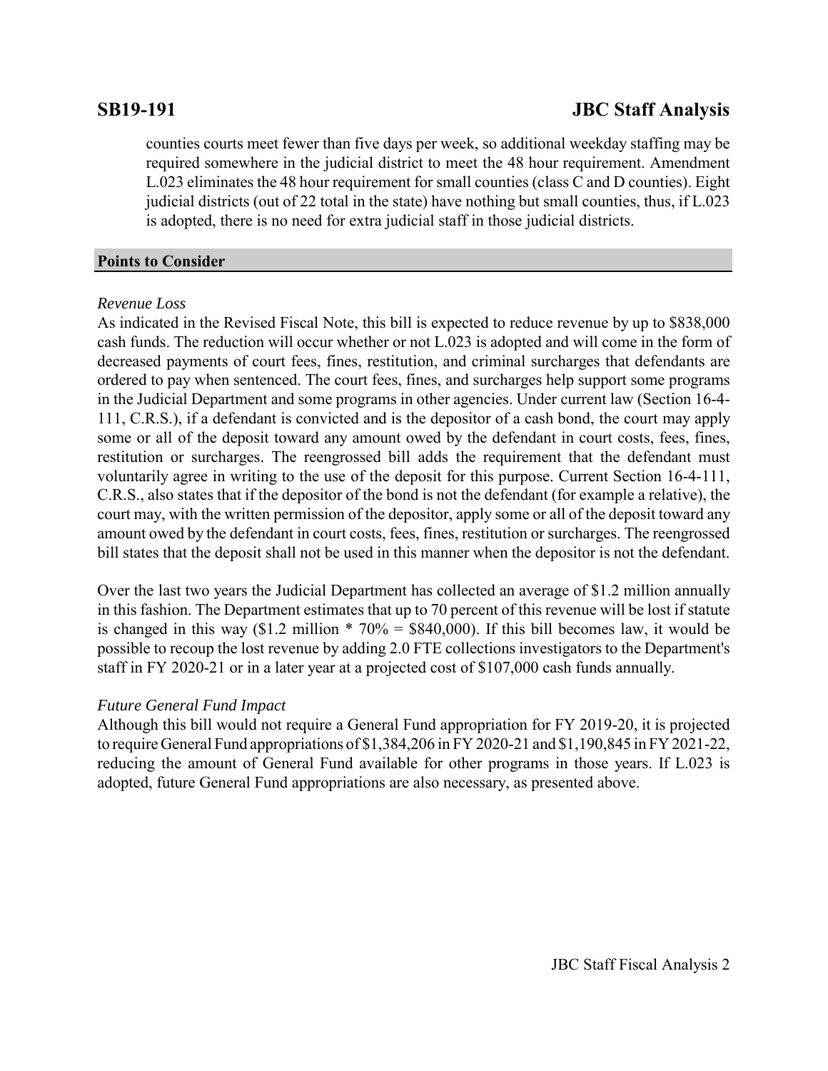counties courts meet fewer than five days per week, so additional weekday staffing may be required somewhere in the judicial district to meet the 48 hour requirement. Amendment L.023 eliminates the 48 hour requirement for small counties (class C and D counties). Eight judicial districts (out of 22 total in the state) have nothing but small counties, thus, if L.023 is adopted, there is no need for extra judicial staff in those judicial districts.

## Points to Consider

*Revenue Loss*

As indicated in the Revised Fiscal Note, this bill is expected to reduce revenue by up to $838,000 cash funds. The reduction will occur whether or not L.023 is adopted and will come in the form of decreased payments of court fees, fines, restitution, and criminal surcharges that defendants are ordered to pay when sentenced. The court fees, fines, and surcharges help support some programs in the Judicial Department and some programs in other agencies. Under current law (Section 16-4-111, C.R.S.), if a defendant is convicted and is the depositor of a cash bond, the court may apply some or all of the deposit toward any amount owed by the defendant in court costs, fees, fines, restitution or surcharges. The reengrossed bill adds the requirement that the defendant must voluntarily agree in writing to the use of the deposit for this purpose. Current Section 16-4-111, C.R.S., also states that if the depositor of the bond is not the defendant (for example a relative), the court may, with the written permission of the depositor, apply some or all of the deposit toward any amount owed by the defendant in court costs, fees, fines, restitution or surcharges. The reengrossed bill states that the deposit shall not be used in this manner when the depositor is not the defendant.

Over the last two years the Judicial Department has collected an average of $1.2 million annually in this fashion. The Department estimates that up to 70 percent of this revenue will be lost if statute is changed in this way ($1.2 million * 70% = $840,000). If this bill becomes law, it would be possible to recoup the lost revenue by adding 2.0 FTE collections investigators to the Department's staff in FY 2020-21 or in a later year at a projected cost of $107,000 cash funds annually.

*Future General Fund Impact*

Although this bill would not require a General Fund appropriation for FY 2019-20, it is projected to require General Fund appropriations of $1,384,206 in FY 2020-21 and $1,190,845 in FY 2021-22, reducing the amount of General Fund available for other programs in those years. If L.023 is adopted, future General Fund appropriations are also necessary, as presented above.